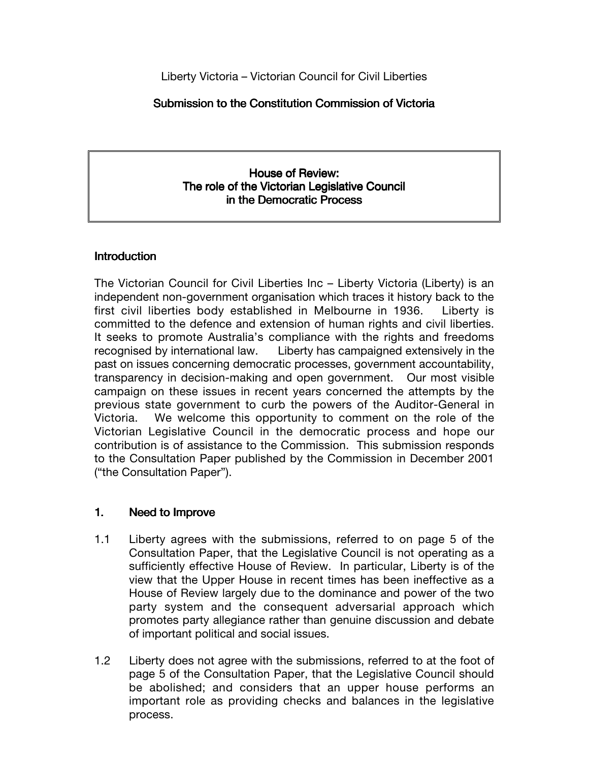Liberty Victoria – Victorian Council for Civil Liberties

**Submission to the Constitution Commission of Victoria**

**House of Review:**
**The role of the Victorian Legislative Council**
**in the Democratic Process**

## Introduction

The Victorian Council for Civil Liberties Inc – Liberty Victoria (Liberty) is an independent non-government organisation which traces it history back to the first civil liberties body established in Melbourne in 1936. Liberty is committed to the defence and extension of human rights and civil liberties. It seeks to promote Australia's compliance with the rights and freedoms recognised by international law. Liberty has campaigned extensively in the past on issues concerning democratic processes, government accountability, transparency in decision-making and open government. Our most visible campaign on these issues in recent years concerned the attempts by the previous state government to curb the powers of the Auditor-General in Victoria. We welcome this opportunity to comment on the role of the Victorian Legislative Council in the democratic process and hope our contribution is of assistance to the Commission. This submission responds to the Consultation Paper published by the Commission in December 2001 ("the Consultation Paper").

## 1. Need to Improve

1.1 Liberty agrees with the submissions, referred to on page 5 of the Consultation Paper, that the Legislative Council is not operating as a sufficiently effective House of Review. In particular, Liberty is of the view that the Upper House in recent times has been ineffective as a House of Review largely due to the dominance and power of the two party system and the consequent adversarial approach which promotes party allegiance rather than genuine discussion and debate of important political and social issues.

1.2 Liberty does not agree with the submissions, referred to at the foot of page 5 of the Consultation Paper, that the Legislative Council should be abolished; and considers that an upper house performs an important role as providing checks and balances in the legislative process.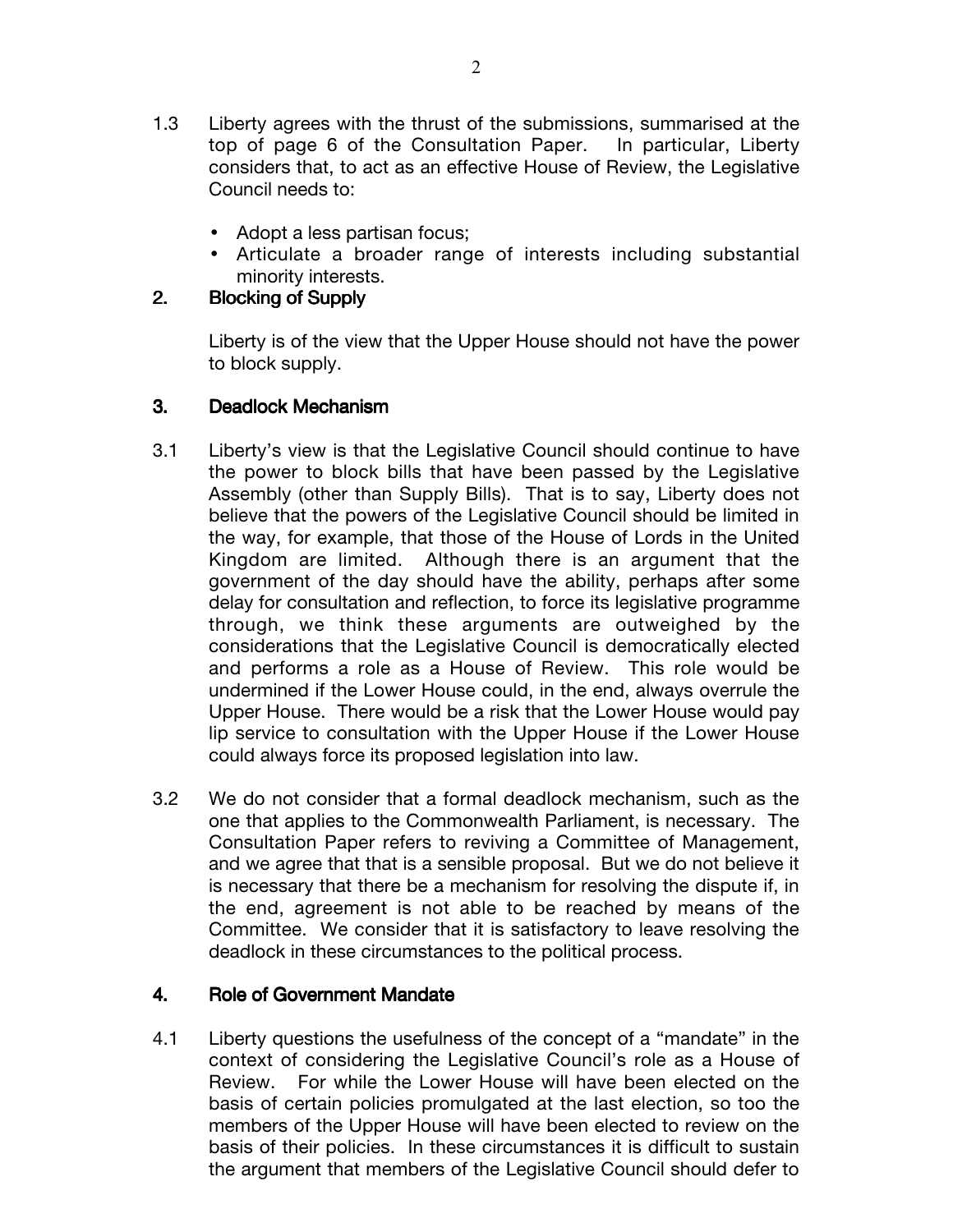1.3 Liberty agrees with the thrust of the submissions, summarised at the top of page 6 of the Consultation Paper. In particular, Liberty considers that, to act as an effective House of Review, the Legislative Council needs to:

- Adopt a less partisan focus;
- Articulate a broader range of interests including substantial minority interests.

## 2. Blocking of Supply

Liberty is of the view that the Upper House should not have the power to block supply.

## 3. Deadlock Mechanism

3.1 Liberty's view is that the Legislative Council should continue to have the power to block bills that have been passed by the Legislative Assembly (other than Supply Bills). That is to say, Liberty does not believe that the powers of the Legislative Council should be limited in the way, for example, that those of the House of Lords in the United Kingdom are limited. Although there is an argument that the government of the day should have the ability, perhaps after some delay for consultation and reflection, to force its legislative programme through, we think these arguments are outweighed by the considerations that the Legislative Council is democratically elected and performs a role as a House of Review. This role would be undermined if the Lower House could, in the end, always overrule the Upper House. There would be a risk that the Lower House would pay lip service to consultation with the Upper House if the Lower House could always force its proposed legislation into law.

3.2 We do not consider that a formal deadlock mechanism, such as the one that applies to the Commonwealth Parliament, is necessary. The Consultation Paper refers to reviving a Committee of Management, and we agree that that is a sensible proposal. But we do not believe it is necessary that there be a mechanism for resolving the dispute if, in the end, agreement is not able to be reached by means of the Committee. We consider that it is satisfactory to leave resolving the deadlock in these circumstances to the political process.

## 4. Role of Government Mandate

4.1 Liberty questions the usefulness of the concept of a "mandate" in the context of considering the Legislative Council's role as a House of Review. For while the Lower House will have been elected on the basis of certain policies promulgated at the last election, so too the members of the Upper House will have been elected to review on the basis of their policies. In these circumstances it is difficult to sustain the argument that members of the Legislative Council should defer to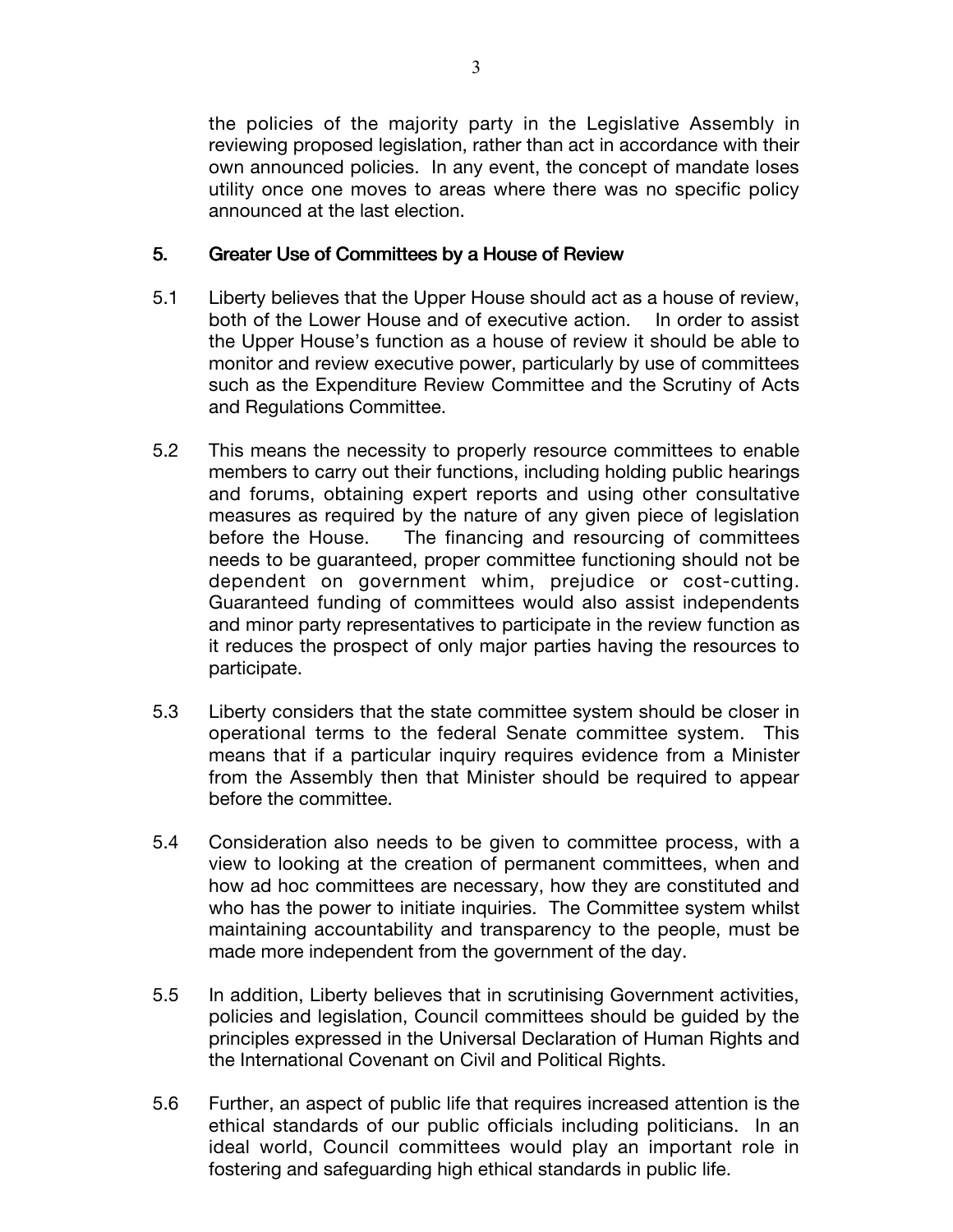the policies of the majority party in the Legislative Assembly in reviewing proposed legislation, rather than act in accordance with their own announced policies. In any event, the concept of mandate loses utility once one moves to areas where there was no specific policy announced at the last election.

## 5. Greater Use of Committees by a House of Review

5.1 Liberty believes that the Upper House should act as a house of review, both of the Lower House and of executive action. In order to assist the Upper House's function as a house of review it should be able to monitor and review executive power, particularly by use of committees such as the Expenditure Review Committee and the Scrutiny of Acts and Regulations Committee.

5.2 This means the necessity to properly resource committees to enable members to carry out their functions, including holding public hearings and forums, obtaining expert reports and using other consultative measures as required by the nature of any given piece of legislation before the House. The financing and resourcing of committees needs to be guaranteed, proper committee functioning should not be dependent on government whim, prejudice or cost-cutting. Guaranteed funding of committees would also assist independents and minor party representatives to participate in the review function as it reduces the prospect of only major parties having the resources to participate.

5.3 Liberty considers that the state committee system should be closer in operational terms to the federal Senate committee system. This means that if a particular inquiry requires evidence from a Minister from the Assembly then that Minister should be required to appear before the committee.

5.4 Consideration also needs to be given to committee process, with a view to looking at the creation of permanent committees, when and how ad hoc committees are necessary, how they are constituted and who has the power to initiate inquiries. The Committee system whilst maintaining accountability and transparency to the people, must be made more independent from the government of the day.

5.5 In addition, Liberty believes that in scrutinising Government activities, policies and legislation, Council committees should be guided by the principles expressed in the Universal Declaration of Human Rights and the International Covenant on Civil and Political Rights.

5.6 Further, an aspect of public life that requires increased attention is the ethical standards of our public officials including politicians. In an ideal world, Council committees would play an important role in fostering and safeguarding high ethical standards in public life.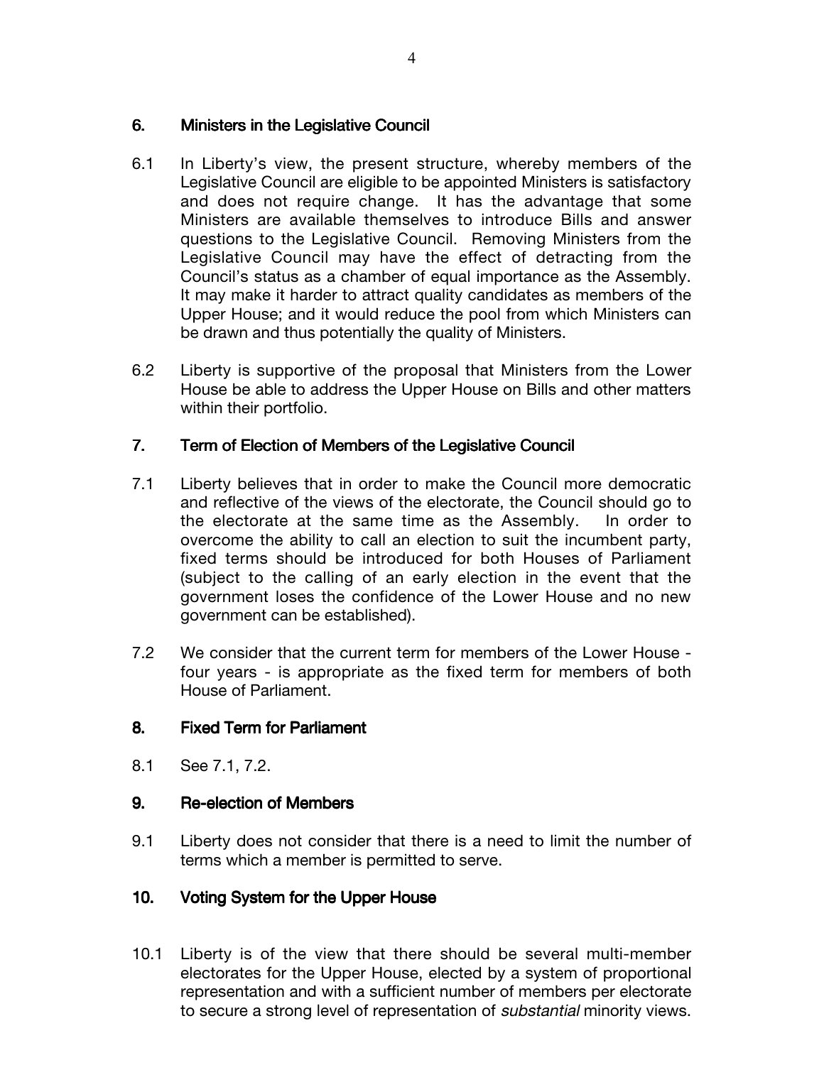## 6. Ministers in the Legislative Council

6.1 In Liberty's view, the present structure, whereby members of the Legislative Council are eligible to be appointed Ministers is satisfactory and does not require change. It has the advantage that some Ministers are available themselves to introduce Bills and answer questions to the Legislative Council. Removing Ministers from the Legislative Council may have the effect of detracting from the Council's status as a chamber of equal importance as the Assembly. It may make it harder to attract quality candidates as members of the Upper House; and it would reduce the pool from which Ministers can be drawn and thus potentially the quality of Ministers.

6.2 Liberty is supportive of the proposal that Ministers from the Lower House be able to address the Upper House on Bills and other matters within their portfolio.

## 7. Term of Election of Members of the Legislative Council

7.1 Liberty believes that in order to make the Council more democratic and reflective of the views of the electorate, the Council should go to the electorate at the same time as the Assembly. In order to overcome the ability to call an election to suit the incumbent party, fixed terms should be introduced for both Houses of Parliament (subject to the calling of an early election in the event that the government loses the confidence of the Lower House and no new government can be established).

7.2 We consider that the current term for members of the Lower House - four years - is appropriate as the fixed term for members of both House of Parliament.

## 8. Fixed Term for Parliament

8.1 See 7.1, 7.2.

## 9. Re-election of Members

9.1 Liberty does not consider that there is a need to limit the number of terms which a member is permitted to serve.

## 10. Voting System for the Upper House

10.1 Liberty is of the view that there should be several multi-member electorates for the Upper House, elected by a system of proportional representation and with a sufficient number of members per electorate to secure a strong level of representation of *substantial* minority views.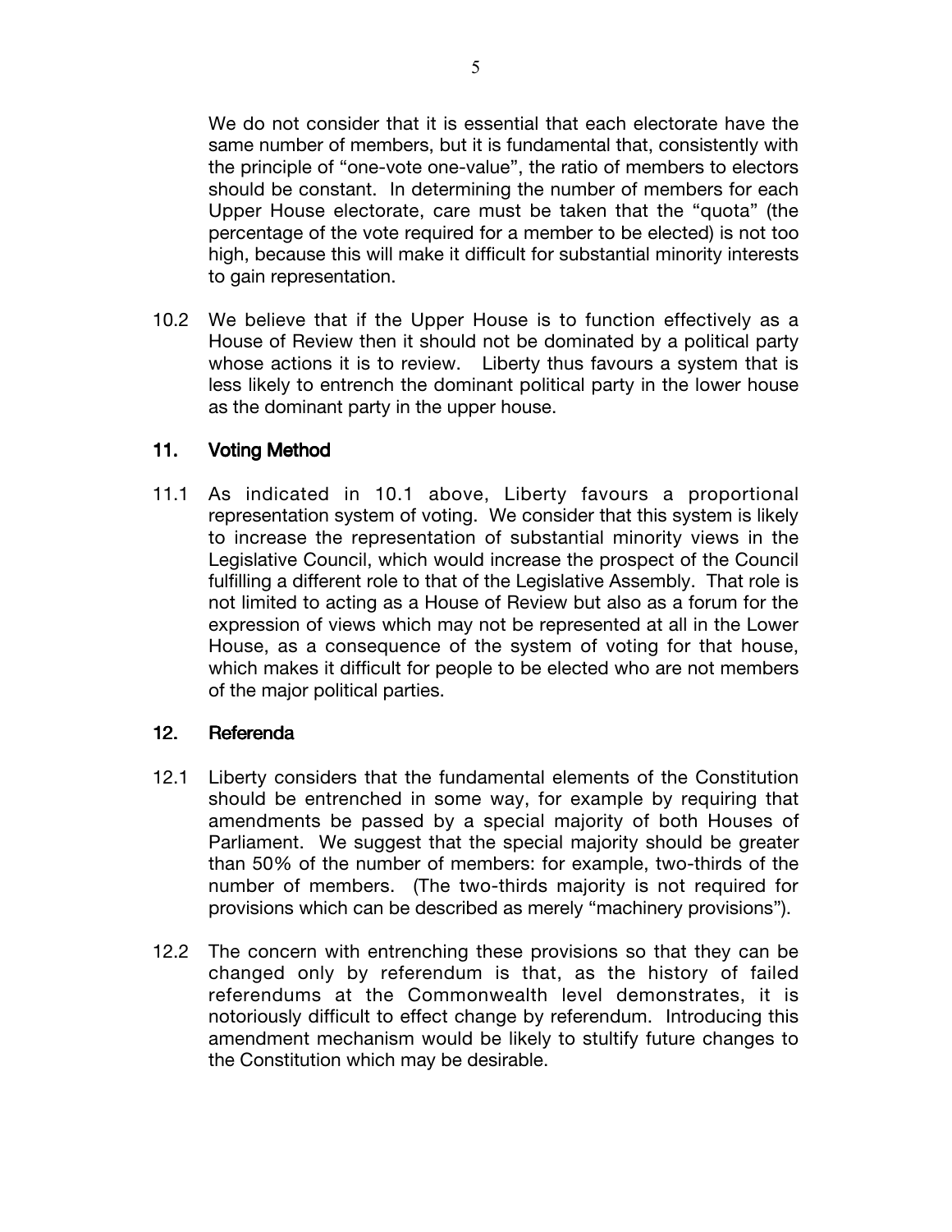We do not consider that it is essential that each electorate have the same number of members, but it is fundamental that, consistently with the principle of "one-vote one-value", the ratio of members to electors should be constant. In determining the number of members for each Upper House electorate, care must be taken that the "quota" (the percentage of the vote required for a member to be elected) is not too high, because this will make it difficult for substantial minority interests to gain representation.

10.2 We believe that if the Upper House is to function effectively as a House of Review then it should not be dominated by a political party whose actions it is to review. Liberty thus favours a system that is less likely to entrench the dominant political party in the lower house as the dominant party in the upper house.

## 11. Voting Method

11.1 As indicated in 10.1 above, Liberty favours a proportional representation system of voting. We consider that this system is likely to increase the representation of substantial minority views in the Legislative Council, which would increase the prospect of the Council fulfilling a different role to that of the Legislative Assembly. That role is not limited to acting as a House of Review but also as a forum for the expression of views which may not be represented at all in the Lower House, as a consequence of the system of voting for that house, which makes it difficult for people to be elected who are not members of the major political parties.

## 12. Referenda

12.1 Liberty considers that the fundamental elements of the Constitution should be entrenched in some way, for example by requiring that amendments be passed by a special majority of both Houses of Parliament. We suggest that the special majority should be greater than 50% of the number of members: for example, two-thirds of the number of members. (The two-thirds majority is not required for provisions which can be described as merely "machinery provisions").

12.2 The concern with entrenching these provisions so that they can be changed only by referendum is that, as the history of failed referendums at the Commonwealth level demonstrates, it is notoriously difficult to effect change by referendum. Introducing this amendment mechanism would be likely to stultify future changes to the Constitution which may be desirable.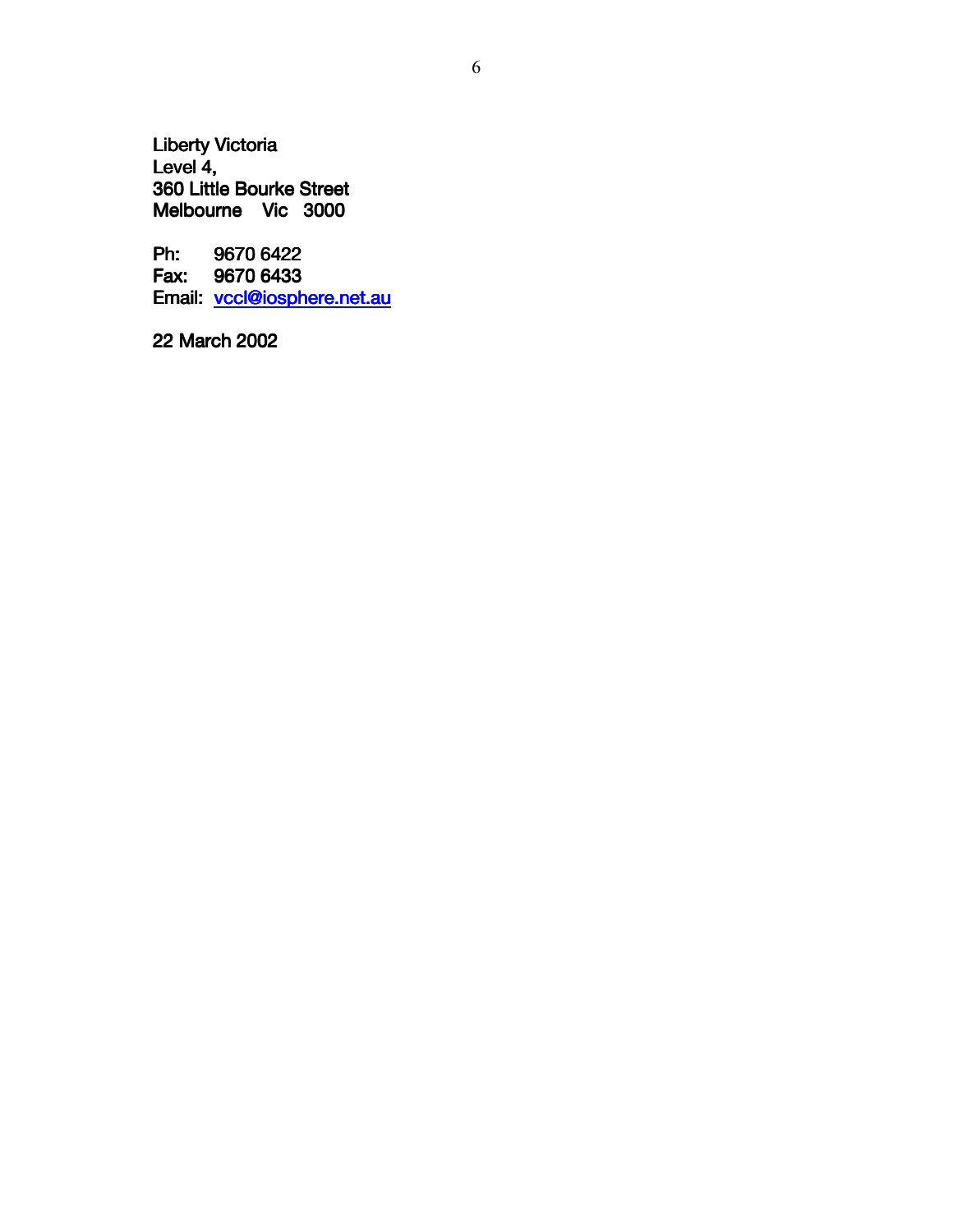Liberty Victoria
Level 4,
360 Little Bourke Street
Melbourne Vic 3000

Ph: 9670 6422
Fax: 9670 6433
Email: vccl@iosphere.net.au

22 March 2002